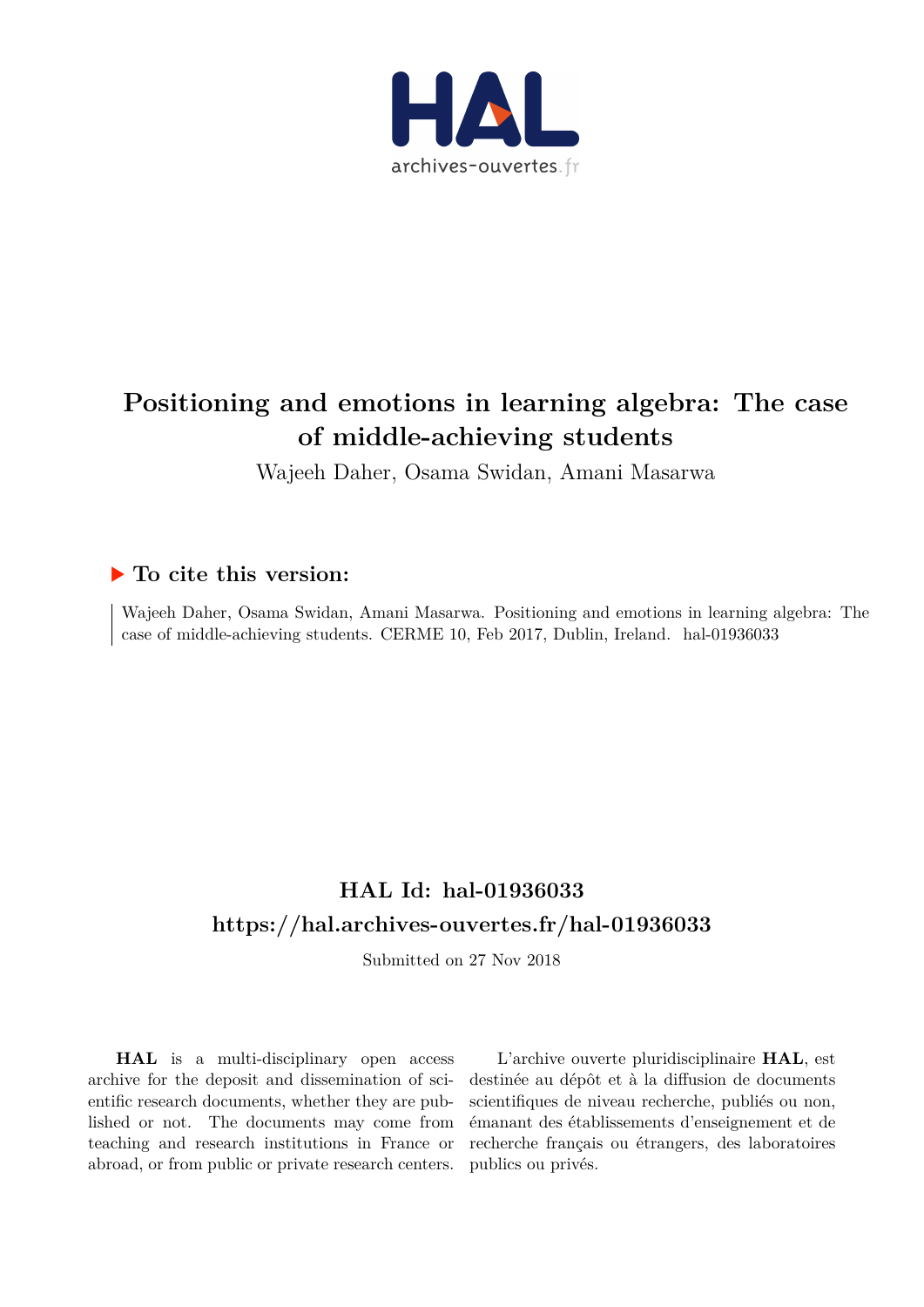# Positioning and emotions in learning algebra: The case of middle-achieving students

Wajeeh Daher, Osama Swidan, Amani Masarwa

## ▶ To cite this version:

Wajeeh Daher, Osama Swidan, Amani Masarwa. Positioning and emotions in learning algebra: The case of middle-achieving students. CERME 10, Feb 2017, Dublin, Ireland. hal-01936033

## HAL Id: hal-01936033

## https://hal.archives-ouvertes.fr/hal-01936033

Submitted on 27 Nov 2018

**HAL** is a multi-disciplinary open access archive for the deposit and dissemination of scientific research documents, whether they are published or not. The documents may come from teaching and research institutions in France or abroad, or from public or private research centers.

L'archive ouverte pluridisciplinaire **HAL**, est destinée au dépôt et à la diffusion de documents scientifiques de niveau recherche, publiés ou non, émanant des établissements d'enseignement et de recherche français ou étrangers, des laboratoires publics ou privés.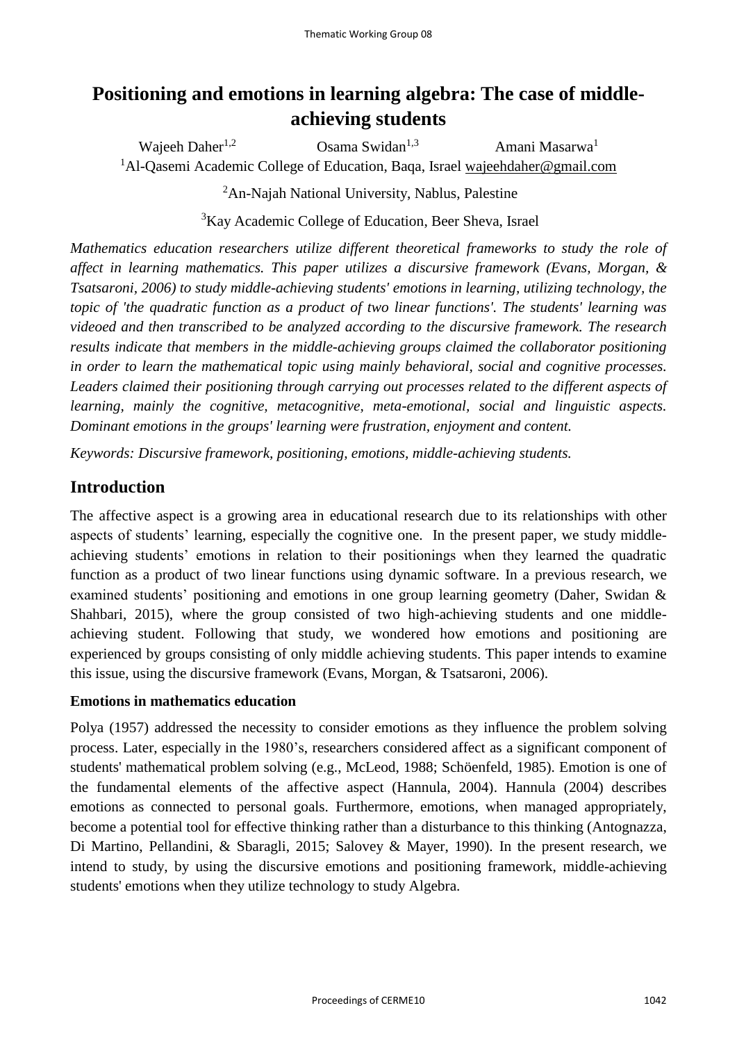# Positioning and emotions in learning algebra: The case of middle-achieving students

Wajeeh Daher[1,2] Osama Swidan[1,3] Amani Masarwa[1]

[1]Al-Qasemi Academic College of Education, Baqa, Israel wajeehdaher@gmail.com

[2]An-Najah National University, Nablus, Palestine

[3]Kay Academic College of Education, Beer Sheva, Israel

*Mathematics education researchers utilize different theoretical frameworks to study the role of affect in learning mathematics. This paper utilizes a discursive framework (Evans, Morgan, & Tsatsaroni, 2006) to study middle-achieving students' emotions in learning, utilizing technology, the topic of 'the quadratic function as a product of two linear functions'. The students' learning was videoed and then transcribed to be analyzed according to the discursive framework. The research results indicate that members in the middle-achieving groups claimed the collaborator positioning in order to learn the mathematical topic using mainly behavioral, social and cognitive processes. Leaders claimed their positioning through carrying out processes related to the different aspects of learning, mainly the cognitive, metacognitive, meta-emotional, social and linguistic aspects. Dominant emotions in the groups' learning were frustration, enjoyment and content.*

*Keywords: Discursive framework, positioning, emotions, middle-achieving students.*

## Introduction

The affective aspect is a growing area in educational research due to its relationships with other aspects of students' learning, especially the cognitive one. In the present paper, we study middle-achieving students' emotions in relation to their positionings when they learned the quadratic function as a product of two linear functions using dynamic software. In a previous research, we examined students' positioning and emotions in one group learning geometry (Daher, Swidan & Shahbari, 2015), where the group consisted of two high-achieving students and one middle-achieving student. Following that study, we wondered how emotions and positioning are experienced by groups consisting of only middle achieving students. This paper intends to examine this issue, using the discursive framework (Evans, Morgan, & Tsatsaroni, 2006).

### Emotions in mathematics education

Polya (1957) addressed the necessity to consider emotions as they influence the problem solving process. Later, especially in the 1980's, researchers considered affect as a significant component of students' mathematical problem solving (e.g., McLeod, 1988; Schöenfeld, 1985). Emotion is one of the fundamental elements of the affective aspect (Hannula, 2004). Hannula (2004) describes emotions as connected to personal goals. Furthermore, emotions, when managed appropriately, become a potential tool for effective thinking rather than a disturbance to this thinking (Antognazza, Di Martino, Pellandini, & Sbaragli, 2015; Salovey & Mayer, 1990). In the present research, we intend to study, by using the discursive emotions and positioning framework, middle-achieving students' emotions when they utilize technology to study Algebra.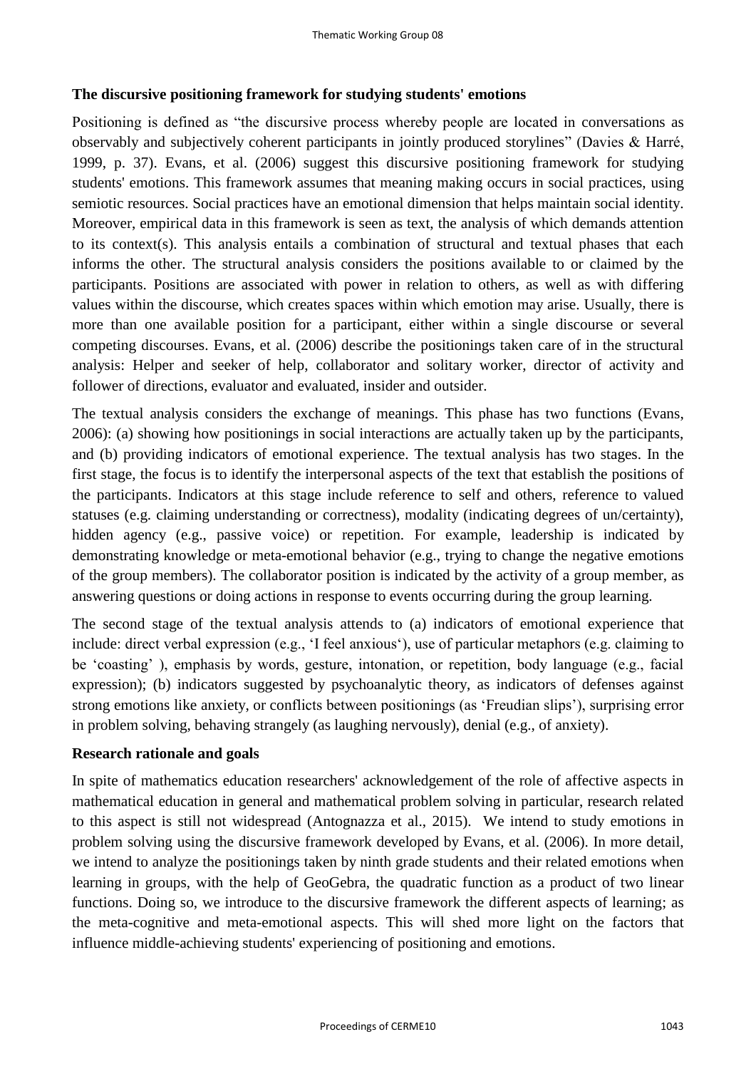### The discursive positioning framework for studying students' emotions

Positioning is defined as "the discursive process whereby people are located in conversations as observably and subjectively coherent participants in jointly produced storylines" (Davies & Harré, 1999, p. 37). Evans, et al. (2006) suggest this discursive positioning framework for studying students' emotions. This framework assumes that meaning making occurs in social practices, using semiotic resources. Social practices have an emotional dimension that helps maintain social identity. Moreover, empirical data in this framework is seen as text, the analysis of which demands attention to its context(s). This analysis entails a combination of structural and textual phases that each informs the other. The structural analysis considers the positions available to or claimed by the participants. Positions are associated with power in relation to others, as well as with differing values within the discourse, which creates spaces within which emotion may arise. Usually, there is more than one available position for a participant, either within a single discourse or several competing discourses. Evans, et al. (2006) describe the positionings taken care of in the structural analysis: Helper and seeker of help, collaborator and solitary worker, director of activity and follower of directions, evaluator and evaluated, insider and outsider.

The textual analysis considers the exchange of meanings. This phase has two functions (Evans, 2006): (a) showing how positionings in social interactions are actually taken up by the participants, and (b) providing indicators of emotional experience. The textual analysis has two stages. In the first stage, the focus is to identify the interpersonal aspects of the text that establish the positions of the participants. Indicators at this stage include reference to self and others, reference to valued statuses (e.g. claiming understanding or correctness), modality (indicating degrees of un/certainty), hidden agency (e.g., passive voice) or repetition. For example, leadership is indicated by demonstrating knowledge or meta-emotional behavior (e.g., trying to change the negative emotions of the group members). The collaborator position is indicated by the activity of a group member, as answering questions or doing actions in response to events occurring during the group learning.

The second stage of the textual analysis attends to (a) indicators of emotional experience that include: direct verbal expression (e.g., 'I feel anxious'), use of particular metaphors (e.g. claiming to be 'coasting' ), emphasis by words, gesture, intonation, or repetition, body language (e.g., facial expression); (b) indicators suggested by psychoanalytic theory, as indicators of defenses against strong emotions like anxiety, or conflicts between positionings (as 'Freudian slips'), surprising error in problem solving, behaving strangely (as laughing nervously), denial (e.g., of anxiety).

### Research rationale and goals

In spite of mathematics education researchers' acknowledgement of the role of affective aspects in mathematical education in general and mathematical problem solving in particular, research related to this aspect is still not widespread (Antognazza et al., 2015). We intend to study emotions in problem solving using the discursive framework developed by Evans, et al. (2006). In more detail, we intend to analyze the positionings taken by ninth grade students and their related emotions when learning in groups, with the help of GeoGebra, the quadratic function as a product of two linear functions. Doing so, we introduce to the discursive framework the different aspects of learning; as the meta-cognitive and meta-emotional aspects. This will shed more light on the factors that influence middle-achieving students' experiencing of positioning and emotions.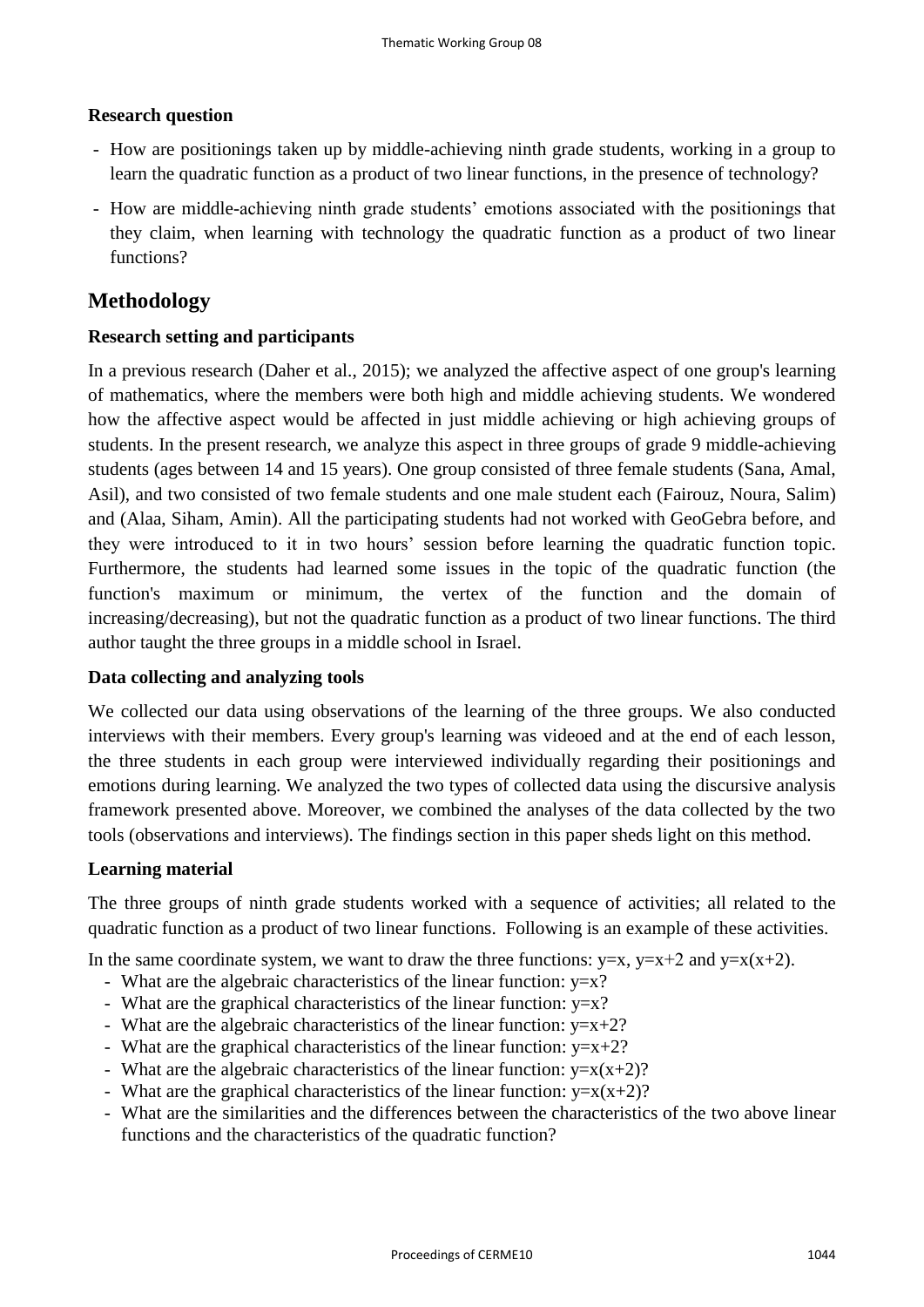### Research question

- How are positionings taken up by middle-achieving ninth grade students, working in a group to learn the quadratic function as a product of two linear functions, in the presence of technology?
- How are middle-achieving ninth grade students' emotions associated with the positionings that they claim, when learning with technology the quadratic function as a product of two linear functions?

## Methodology

### Research setting and participants

In a previous research (Daher et al., 2015); we analyzed the affective aspect of one group's learning of mathematics, where the members were both high and middle achieving students. We wondered how the affective aspect would be affected in just middle achieving or high achieving groups of students. In the present research, we analyze this aspect in three groups of grade 9 middle-achieving students (ages between 14 and 15 years). One group consisted of three female students (Sana, Amal, Asil), and two consisted of two female students and one male student each (Fairouz, Noura, Salim) and (Alaa, Siham, Amin). All the participating students had not worked with GeoGebra before, and they were introduced to it in two hours' session before learning the quadratic function topic. Furthermore, the students had learned some issues in the topic of the quadratic function (the function's maximum or minimum, the vertex of the function and the domain of increasing/decreasing), but not the quadratic function as a product of two linear functions. The third author taught the three groups in a middle school in Israel.

### Data collecting and analyzing tools

We collected our data using observations of the learning of the three groups. We also conducted interviews with their members. Every group's learning was videoed and at the end of each lesson, the three students in each group were interviewed individually regarding their positionings and emotions during learning. We analyzed the two types of collected data using the discursive analysis framework presented above. Moreover, we combined the analyses of the data collected by the two tools (observations and interviews). The findings section in this paper sheds light on this method.

### Learning material

The three groups of ninth grade students worked with a sequence of activities; all related to the quadratic function as a product of two linear functions. Following is an example of these activities.

In the same coordinate system, we want to draw the three functions: $y=x$, $y=x+2$ and $y=x(x+2)$.

- What are the algebraic characteristics of the linear function: $y=x$?
- What are the graphical characteristics of the linear function: $y=x$?
- What are the algebraic characteristics of the linear function: $y=x+2$?
- What are the graphical characteristics of the linear function: $y=x+2$?
- What are the algebraic characteristics of the linear function: $y=x(x+2)$?
- What are the graphical characteristics of the linear function: $y=x(x+2)$?
- What are the similarities and the differences between the characteristics of the two above linear functions and the characteristics of the quadratic function?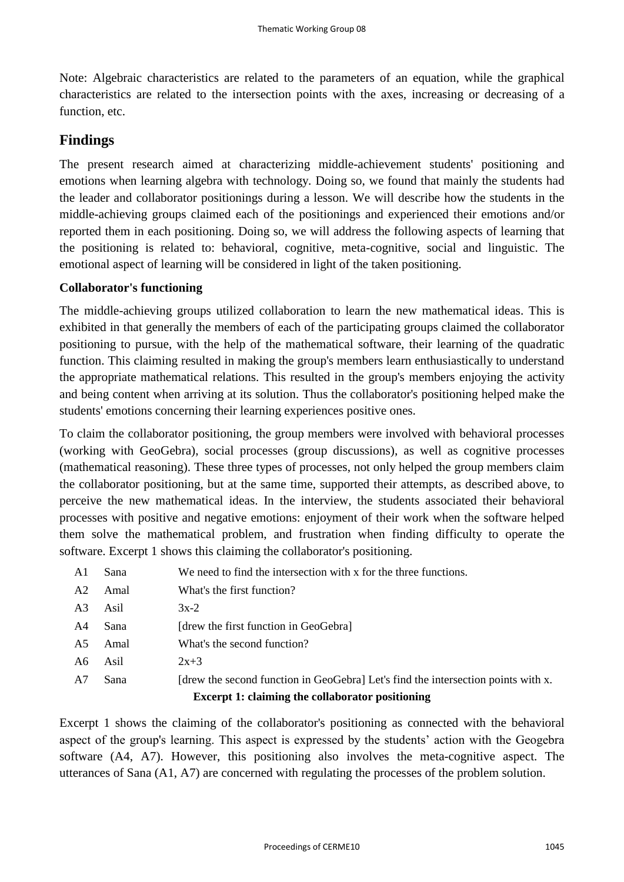Note: Algebraic characteristics are related to the parameters of an equation, while the graphical characteristics are related to the intersection points with the axes, increasing or decreasing of a function, etc.

## Findings

The present research aimed at characterizing middle-achievement students' positioning and emotions when learning algebra with technology. Doing so, we found that mainly the students had the leader and collaborator positionings during a lesson. We will describe how the students in the middle-achieving groups claimed each of the positionings and experienced their emotions and/or reported them in each positioning. Doing so, we will address the following aspects of learning that the positioning is related to: behavioral, cognitive, meta-cognitive, social and linguistic. The emotional aspect of learning will be considered in light of the taken positioning.

### Collaborator's functioning

The middle-achieving groups utilized collaboration to learn the new mathematical ideas. This is exhibited in that generally the members of each of the participating groups claimed the collaborator positioning to pursue, with the help of the mathematical software, their learning of the quadratic function. This claiming resulted in making the group's members learn enthusiastically to understand the appropriate mathematical relations. This resulted in the group's members enjoying the activity and being content when arriving at its solution. Thus the collaborator's positioning helped make the students' emotions concerning their learning experiences positive ones.

To claim the collaborator positioning, the group members were involved with behavioral processes (working with GeoGebra), social processes (group discussions), as well as cognitive processes (mathematical reasoning). These three types of processes, not only helped the group members claim the collaborator positioning, but at the same time, supported their attempts, as described above, to perceive the new mathematical ideas. In the interview, the students associated their behavioral processes with positive and negative emotions: enjoyment of their work when the software helped them solve the mathematical problem, and frustration when finding difficulty to operate the software. Excerpt 1 shows this claiming the collaborator's positioning.

| | | |
|---|---|---|
| A1 | Sana | We need to find the intersection with x for the three functions. |
| A2 | Amal | What's the first function? |
| A3 | Asil | 3x-2 |
| A4 | Sana | [drew the first function in GeoGebra] |
| A5 | Amal | What's the second function? |
| A6 | Asil | 2x+3 |
| A7 | Sana | [drew the second function in GeoGebra] Let's find the intersection points with x. |

**Excerpt 1: claiming the collaborator positioning**

Excerpt 1 shows the claiming of the collaborator's positioning as connected with the behavioral aspect of the group's learning. This aspect is expressed by the students' action with the Geogebra software (A4, A7). However, this positioning also involves the meta-cognitive aspect. The utterances of Sana (A1, A7) are concerned with regulating the processes of the problem solution.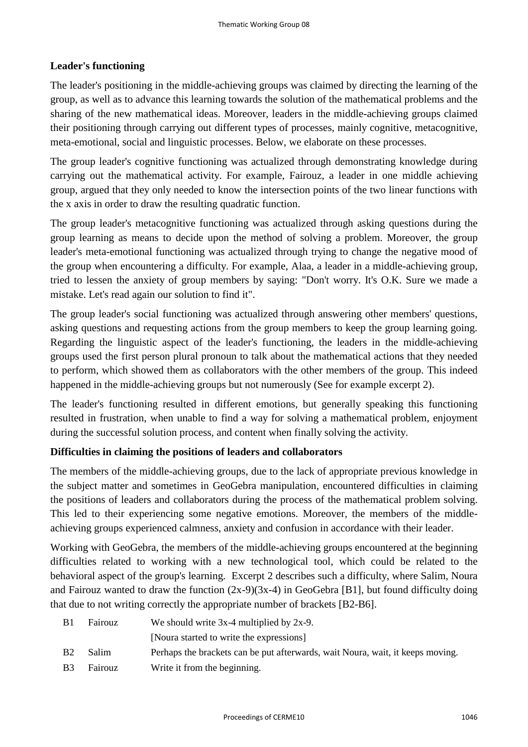**Leader's functioning**

The leader's positioning in the middle-achieving groups was claimed by directing the learning of the group, as well as to advance this learning towards the solution of the mathematical problems and the sharing of the new mathematical ideas. Moreover, leaders in the middle-achieving groups claimed their positioning through carrying out different types of processes, mainly cognitive, metacognitive, meta-emotional, social and linguistic processes. Below, we elaborate on these processes.

The group leader's cognitive functioning was actualized through demonstrating knowledge during carrying out the mathematical activity. For example, Fairouz, a leader in one middle achieving group, argued that they only needed to know the intersection points of the two linear functions with the x axis in order to draw the resulting quadratic function.

The group leader's metacognitive functioning was actualized through asking questions during the group learning as means to decide upon the method of solving a problem. Moreover, the group leader's meta-emotional functioning was actualized through trying to change the negative mood of the group when encountering a difficulty. For example, Alaa, a leader in a middle-achieving group, tried to lessen the anxiety of group members by saying: "Don't worry. It's O.K. Sure we made a mistake. Let's read again our solution to find it".

The group leader's social functioning was actualized through answering other members' questions, asking questions and requesting actions from the group members to keep the group learning going. Regarding the linguistic aspect of the leader's functioning, the leaders in the middle-achieving groups used the first person plural pronoun to talk about the mathematical actions that they needed to perform, which showed them as collaborators with the other members of the group. This indeed happened in the middle-achieving groups but not numerously (See for example excerpt 2).

The leader's functioning resulted in different emotions, but generally speaking this functioning resulted in frustration, when unable to find a way for solving a mathematical problem, enjoyment during the successful solution process, and content when finally solving the activity.

**Difficulties in claiming the positions of leaders and collaborators**

The members of the middle-achieving groups, due to the lack of appropriate previous knowledge in the subject matter and sometimes in GeoGebra manipulation, encountered difficulties in claiming the positions of leaders and collaborators during the process of the mathematical problem solving. This led to their experiencing some negative emotions. Moreover, the members of the middle-achieving groups experienced calmness, anxiety and confusion in accordance with their leader.

Working with GeoGebra, the members of the middle-achieving groups encountered at the beginning difficulties related to working with a new technological tool, which could be related to the behavioral aspect of the group's learning. Excerpt 2 describes such a difficulty, where Salim, Noura and Fairouz wanted to draw the function (2x-9)(3x-4) in GeoGebra [B1], but found difficulty doing that due to not writing correctly the appropriate number of brackets [B2-B6].

| | | |
|---|---|---|
| B1 | Fairouz | We should write 3x-4 multiplied by 2x-9. |
| | | [Noura started to write the expressions] |
| B2 | Salim | Perhaps the brackets can be put afterwards, wait Noura, wait, it keeps moving. |
| B3 | Fairouz | Write it from the beginning. |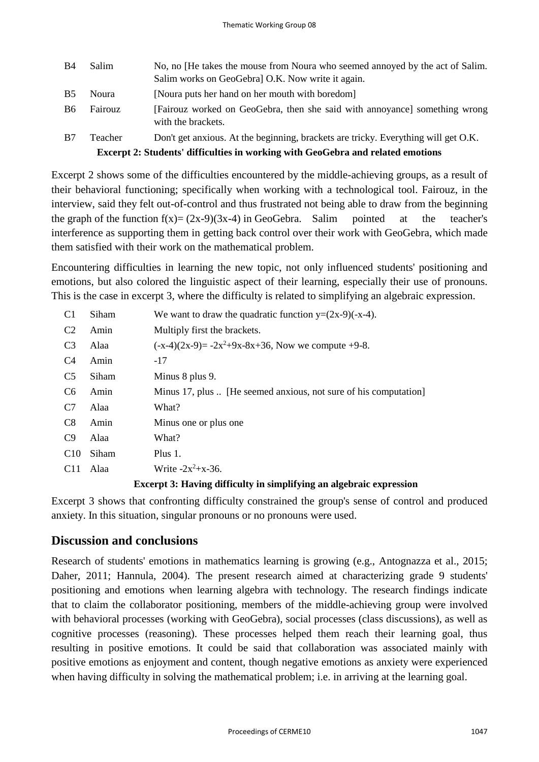| | | |
|---|---|---|
| B4 | Salim | No, no [He takes the mouse from Noura who seemed annoyed by the act of Salim. Salim works on GeoGebra] O.K. Now write it again. |
| B5 | Noura | [Noura puts her hand on her mouth with boredom] |
| B6 | Fairouz | [Fairouz worked on GeoGebra, then she said with annoyance] something wrong with the brackets. |
| B7 | Teacher | Don't get anxious. At the beginning, brackets are tricky. Everything will get O.K. |

**Excerpt 2: Students' difficulties in working with GeoGebra and related emotions**

Excerpt 2 shows some of the difficulties encountered by the middle-achieving groups, as a result of their behavioral functioning; specifically when working with a technological tool. Fairouz, in the interview, said they felt out-of-control and thus frustrated not being able to draw from the beginning the graph of the function $f(x)= (2x-9)(3x-4)$ in GeoGebra. Salim pointed at the teacher's interference as supporting them in getting back control over their work with GeoGebra, which made them satisfied with their work on the mathematical problem.

Encountering difficulties in learning the new topic, not only influenced students' positioning and emotions, but also colored the linguistic aspect of their learning, especially their use of pronouns. This is the case in excerpt 3, where the difficulty is related to simplifying an algebraic expression.

| | | |
|---|---|---|
| C1 | Siham | We want to draw the quadratic function $y=(2x-9)(-x-4)$. |
| C2 | Amin | Multiply first the brackets. |
| C3 | Alaa | $(-x-4)(2x-9)= -2x^2+9x-8x+36$, Now we compute +9-8. |
| C4 | Amin | -17 |
| C5 | Siham | Minus 8 plus 9. |
| C6 | Amin | Minus 17, plus .. [He seemed anxious, not sure of his computation] |
| C7 | Alaa | What? |
| C8 | Amin | Minus one or plus one |
| C9 | Alaa | What? |
| C10 | Siham | Plus 1. |
| C11 | Alaa | Write $-2x^2+x-36$. |

**Excerpt 3: Having difficulty in simplifying an algebraic expression**

Excerpt 3 shows that confronting difficulty constrained the group's sense of control and produced anxiety. In this situation, singular pronouns or no pronouns were used.

## Discussion and conclusions

Research of students' emotions in mathematics learning is growing (e.g., Antognazza et al., 2015; Daher, 2011; Hannula, 2004). The present research aimed at characterizing grade 9 students' positioning and emotions when learning algebra with technology. The research findings indicate that to claim the collaborator positioning, members of the middle-achieving group were involved with behavioral processes (working with GeoGebra), social processes (class discussions), as well as cognitive processes (reasoning). These processes helped them reach their learning goal, thus resulting in positive emotions. It could be said that collaboration was associated mainly with positive emotions as enjoyment and content, though negative emotions as anxiety were experienced when having difficulty in solving the mathematical problem; i.e. in arriving at the learning goal.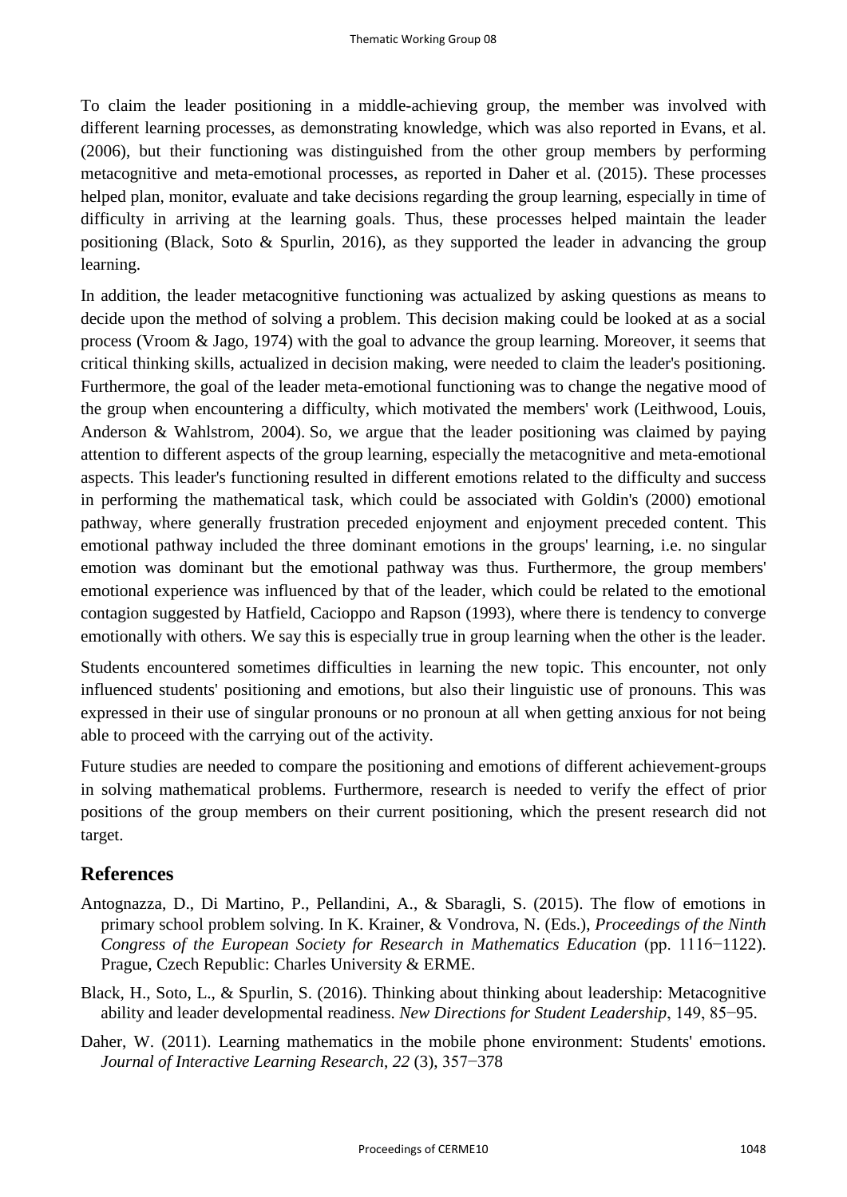To claim the leader positioning in a middle-achieving group, the member was involved with different learning processes, as demonstrating knowledge, which was also reported in Evans, et al. (2006), but their functioning was distinguished from the other group members by performing metacognitive and meta-emotional processes, as reported in Daher et al. (2015). These processes helped plan, monitor, evaluate and take decisions regarding the group learning, especially in time of difficulty in arriving at the learning goals. Thus, these processes helped maintain the leader positioning (Black, Soto & Spurlin, 2016), as they supported the leader in advancing the group learning.

In addition, the leader metacognitive functioning was actualized by asking questions as means to decide upon the method of solving a problem. This decision making could be looked at as a social process (Vroom & Jago, 1974) with the goal to advance the group learning. Moreover, it seems that critical thinking skills, actualized in decision making, were needed to claim the leader's positioning. Furthermore, the goal of the leader meta-emotional functioning was to change the negative mood of the group when encountering a difficulty, which motivated the members' work (Leithwood, Louis, Anderson & Wahlstrom, 2004). So, we argue that the leader positioning was claimed by paying attention to different aspects of the group learning, especially the metacognitive and meta-emotional aspects. This leader's functioning resulted in different emotions related to the difficulty and success in performing the mathematical task, which could be associated with Goldin's (2000) emotional pathway, where generally frustration preceded enjoyment and enjoyment preceded content. This emotional pathway included the three dominant emotions in the groups' learning, i.e. no singular emotion was dominant but the emotional pathway was thus. Furthermore, the group members' emotional experience was influenced by that of the leader, which could be related to the emotional contagion suggested by Hatfield, Cacioppo and Rapson (1993), where there is tendency to converge emotionally with others. We say this is especially true in group learning when the other is the leader.

Students encountered sometimes difficulties in learning the new topic. This encounter, not only influenced students' positioning and emotions, but also their linguistic use of pronouns. This was expressed in their use of singular pronouns or no pronoun at all when getting anxious for not being able to proceed with the carrying out of the activity.

Future studies are needed to compare the positioning and emotions of different achievement-groups in solving mathematical problems. Furthermore, research is needed to verify the effect of prior positions of the group members on their current positioning, which the present research did not target.

## References

Antognazza, D., Di Martino, P., Pellandini, A., & Sbaragli, S. (2015). The flow of emotions in primary school problem solving. In K. Krainer, & Vondrova, N. (Eds.), *Proceedings of the Ninth Congress of the European Society for Research in Mathematics Education* (pp. 1116−1122). Prague, Czech Republic: Charles University & ERME.

Black, H., Soto, L., & Spurlin, S. (2016). Thinking about thinking about leadership: Metacognitive ability and leader developmental readiness. *New Directions for Student Leadership*, 149, 85−95.

Daher, W. (2011). Learning mathematics in the mobile phone environment: Students' emotions. *Journal of Interactive Learning Research*, *22* (3), 357−378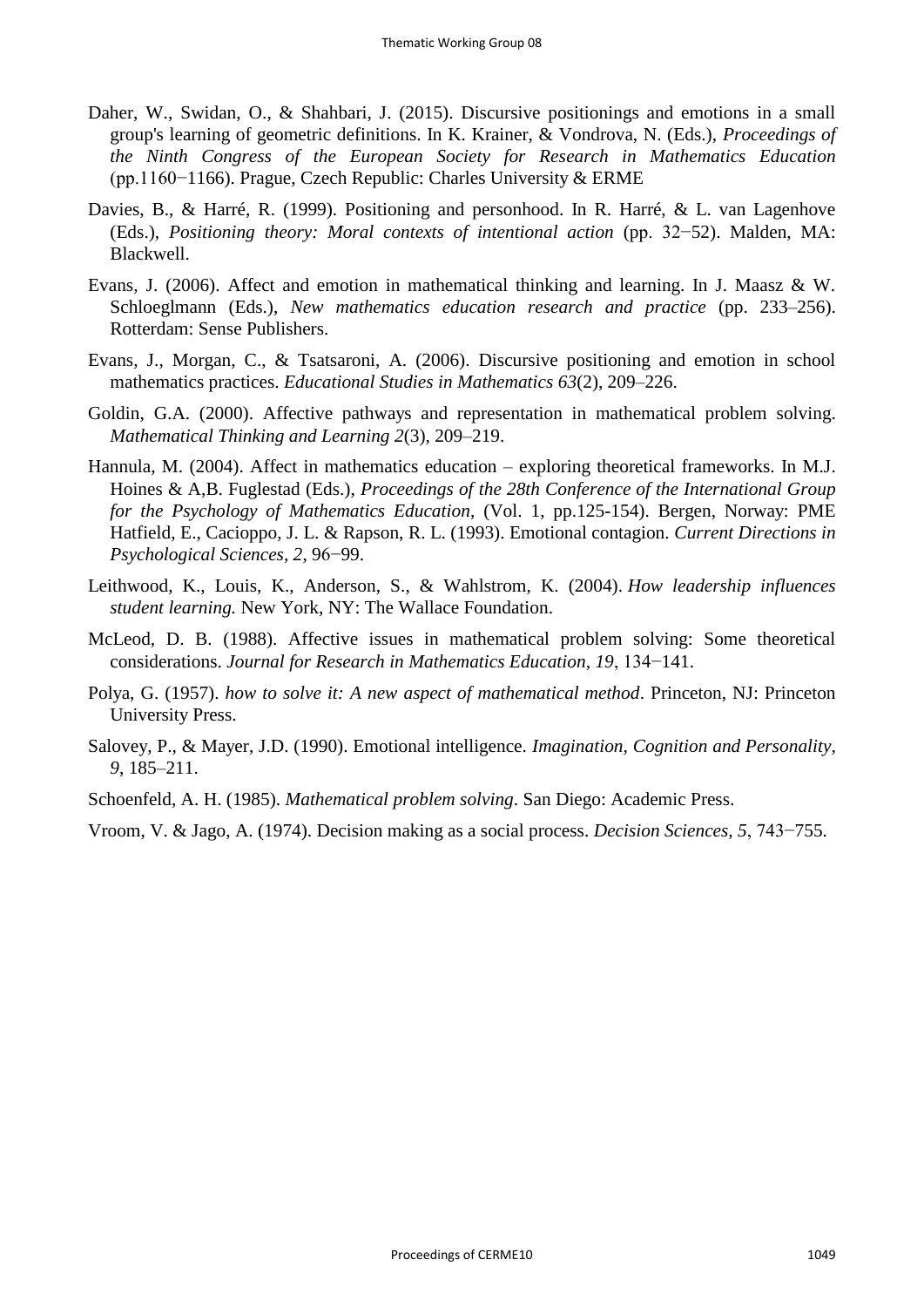Daher, W., Swidan, O., & Shahbari, J. (2015). Discursive positionings and emotions in a small group's learning of geometric definitions. In K. Krainer, & Vondrova, N. (Eds.), *Proceedings of the Ninth Congress of the European Society for Research in Mathematics Education* (pp.1160−1166). Prague, Czech Republic: Charles University & ERME

Davies, B., & Harré, R. (1999). Positioning and personhood. In R. Harré, & L. van Lagenhove (Eds.), *Positioning theory: Moral contexts of intentional action* (pp. 32−52). Malden, MA: Blackwell.

Evans, J. (2006). Affect and emotion in mathematical thinking and learning. In J. Maasz & W. Schloeglmann (Eds.), *New mathematics education research and practice* (pp. 233–256). Rotterdam: Sense Publishers.

Evans, J., Morgan, C., & Tsatsaroni, A. (2006). Discursive positioning and emotion in school mathematics practices. *Educational Studies in Mathematics 63*(2), 209–226.

Goldin, G.A. (2000). Affective pathways and representation in mathematical problem solving. *Mathematical Thinking and Learning 2*(3), 209–219.

Hannula, M. (2004). Affect in mathematics education – exploring theoretical frameworks. In M.J. Hoines & A,B. Fuglestad (Eds.), *Proceedings of the 28th Conference of the International Group for the Psychology of Mathematics Education*, (Vol. 1, pp.125-154). Bergen, Norway: PME Hatfield, E., Cacioppo, J. L. & Rapson, R. L. (1993). Emotional contagion. *Current Directions in Psychological Sciences, 2*, 96−99.

Leithwood, K., Louis, K., Anderson, S., & Wahlstrom, K. (2004). *How leadership influences student learning.* New York, NY: The Wallace Foundation.

McLeod, D. B. (1988). Affective issues in mathematical problem solving: Some theoretical considerations. *Journal for Research in Mathematics Education, 19*, 134−141.

Polya, G. (1957). *how to solve it: A new aspect of mathematical method*. Princeton, NJ: Princeton University Press.

Salovey, P., & Mayer, J.D. (1990). Emotional intelligence. *Imagination, Cognition and Personality, 9*, 185–211.

Schoenfeld, A. H. (1985). *Mathematical problem solving*. San Diego: Academic Press.

Vroom, V. & Jago, A. (1974). Decision making as a social process. *Decision Sciences, 5*, 743−755.